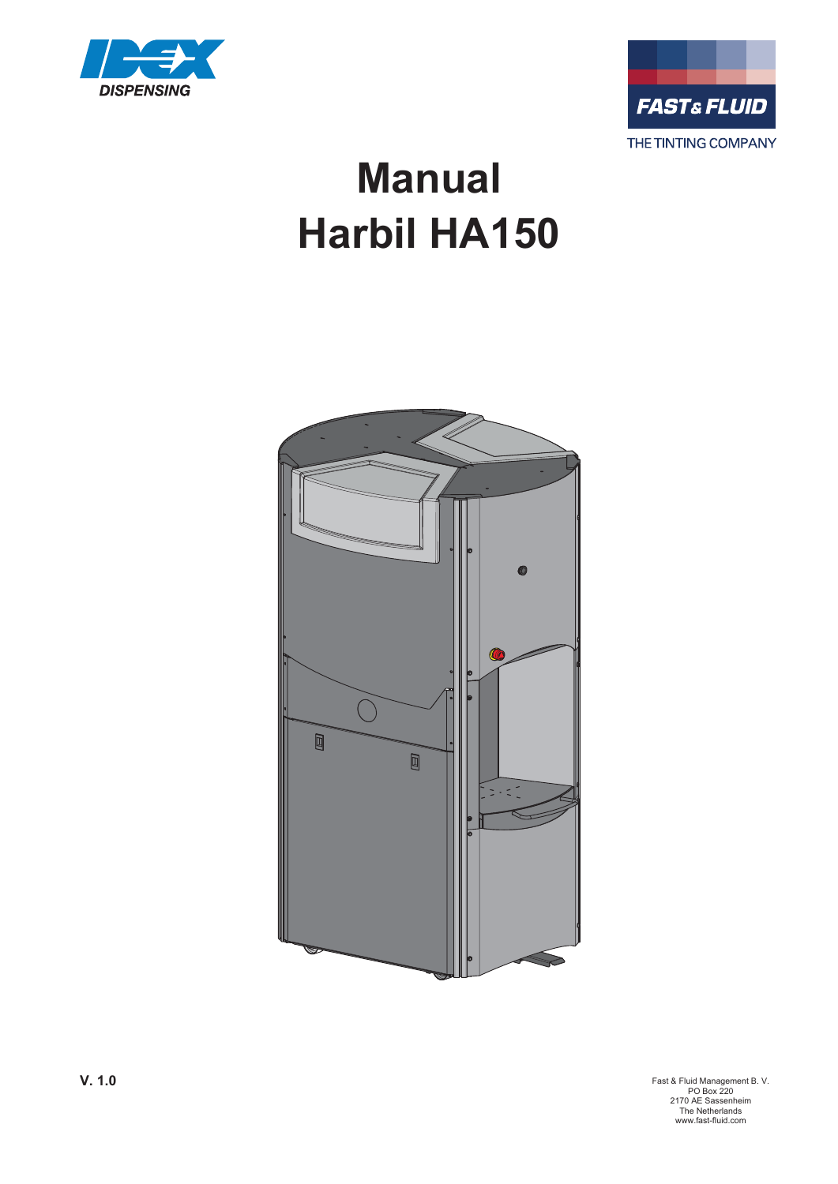IDEX DISPENSING

FAST & FLUID

THE TINTING COMPANY

# Manual
# Harbil HA150

**V. 1.0**

Fast & Fluid Management B. V.
PO Box 220
2170 AE Sassenheim
The Netherlands
www.fast-fluid.com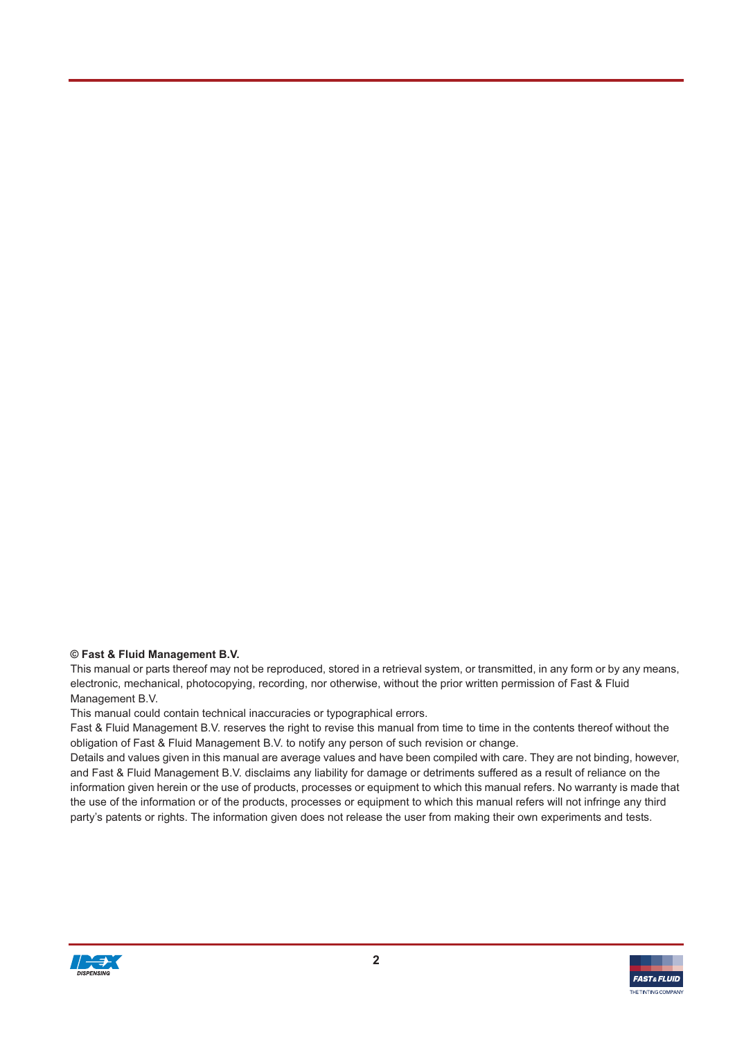**© Fast & Fluid Management B.V.**

This manual or parts thereof may not be reproduced, stored in a retrieval system, or transmitted, in any form or by any means, electronic, mechanical, photocopying, recording, nor otherwise, without the prior written permission of Fast & Fluid Management B.V.

This manual could contain technical inaccuracies or typographical errors.

Fast & Fluid Management B.V. reserves the right to revise this manual from time to time in the contents thereof without the obligation of Fast & Fluid Management B.V. to notify any person of such revision or change.

Details and values given in this manual are average values and have been compiled with care. They are not binding, however, and Fast & Fluid Management B.V. disclaims any liability for damage or detriments suffered as a result of reliance on the information given herein or the use of products, processes or equipment to which this manual refers. No warranty is made that the use of the information or of the products, processes or equipment to which this manual refers will not infringe any third party's patents or rights. The information given does not release the user from making their own experiments and tests.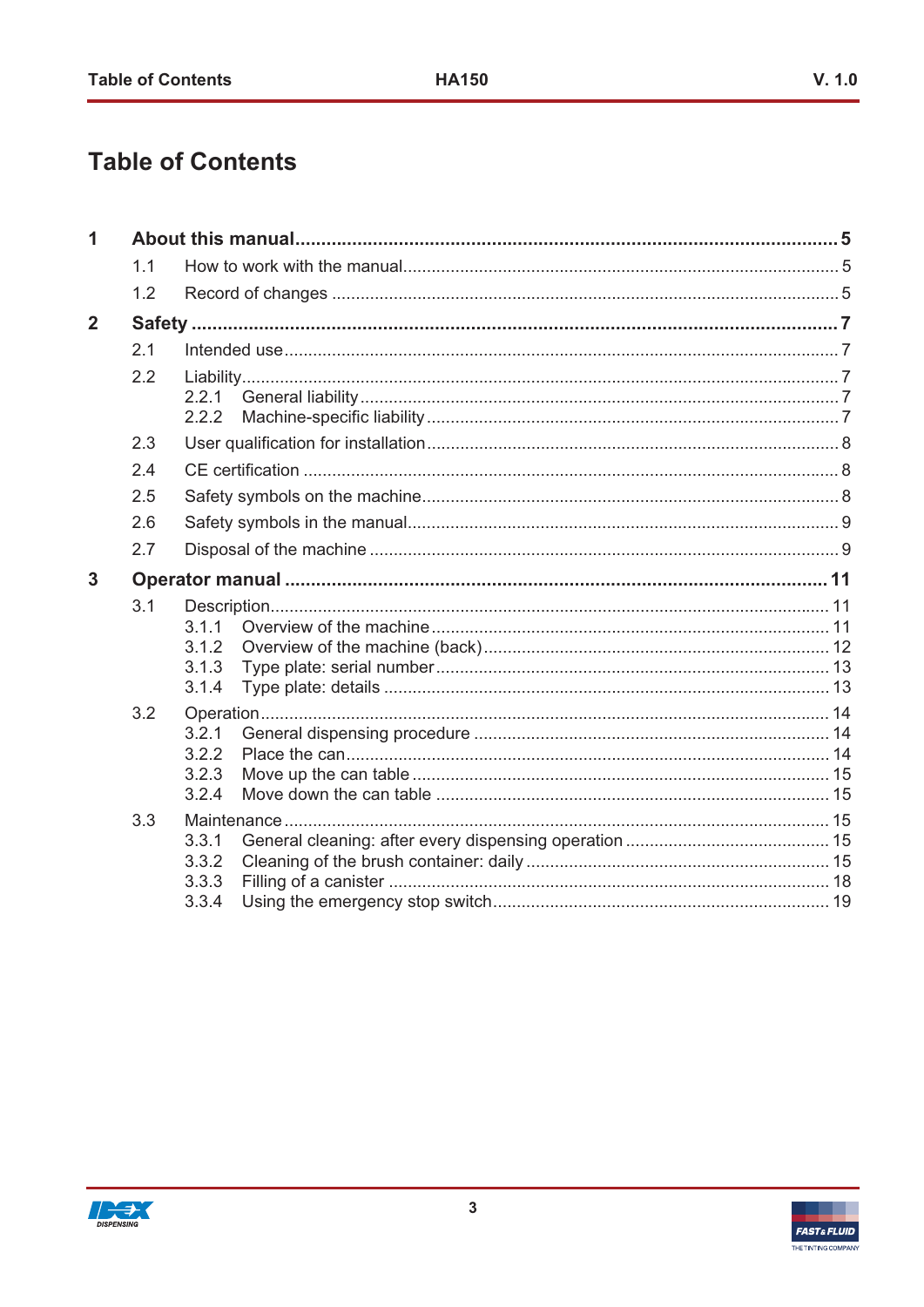# Table of Contents

**1 About this manual ..... 5**

- 1.1 How to work with the manual ..... 5
- 1.2 Record of changes ..... 5

**2 Safety ..... 7**

- 2.1 Intended use ..... 7
- 2.2 Liability ..... 7
  - 2.2.1 General liability ..... 7
  - 2.2.2 Machine-specific liability ..... 7
- 2.3 User qualification for installation ..... 8
- 2.4 CE certification ..... 8
- 2.5 Safety symbols on the machine ..... 8
- 2.6 Safety symbols in the manual ..... 9
- 2.7 Disposal of the machine ..... 9

**3 Operator manual ..... 11**

- 3.1 Description ..... 11
  - 3.1.1 Overview of the machine ..... 11
  - 3.1.2 Overview of the machine (back) ..... 12
  - 3.1.3 Type plate: serial number ..... 13
  - 3.1.4 Type plate: details ..... 13
- 3.2 Operation ..... 14
  - 3.2.1 General dispensing procedure ..... 14
  - 3.2.2 Place the can ..... 14
  - 3.2.3 Move up the can table ..... 15
  - 3.2.4 Move down the can table ..... 15
- 3.3 Maintenance ..... 15
  - 3.3.1 General cleaning: after every dispensing operation ..... 15
  - 3.3.2 Cleaning of the brush container: daily ..... 15
  - 3.3.3 Filling of a canister ..... 18
  - 3.3.4 Using the emergency stop switch ..... 19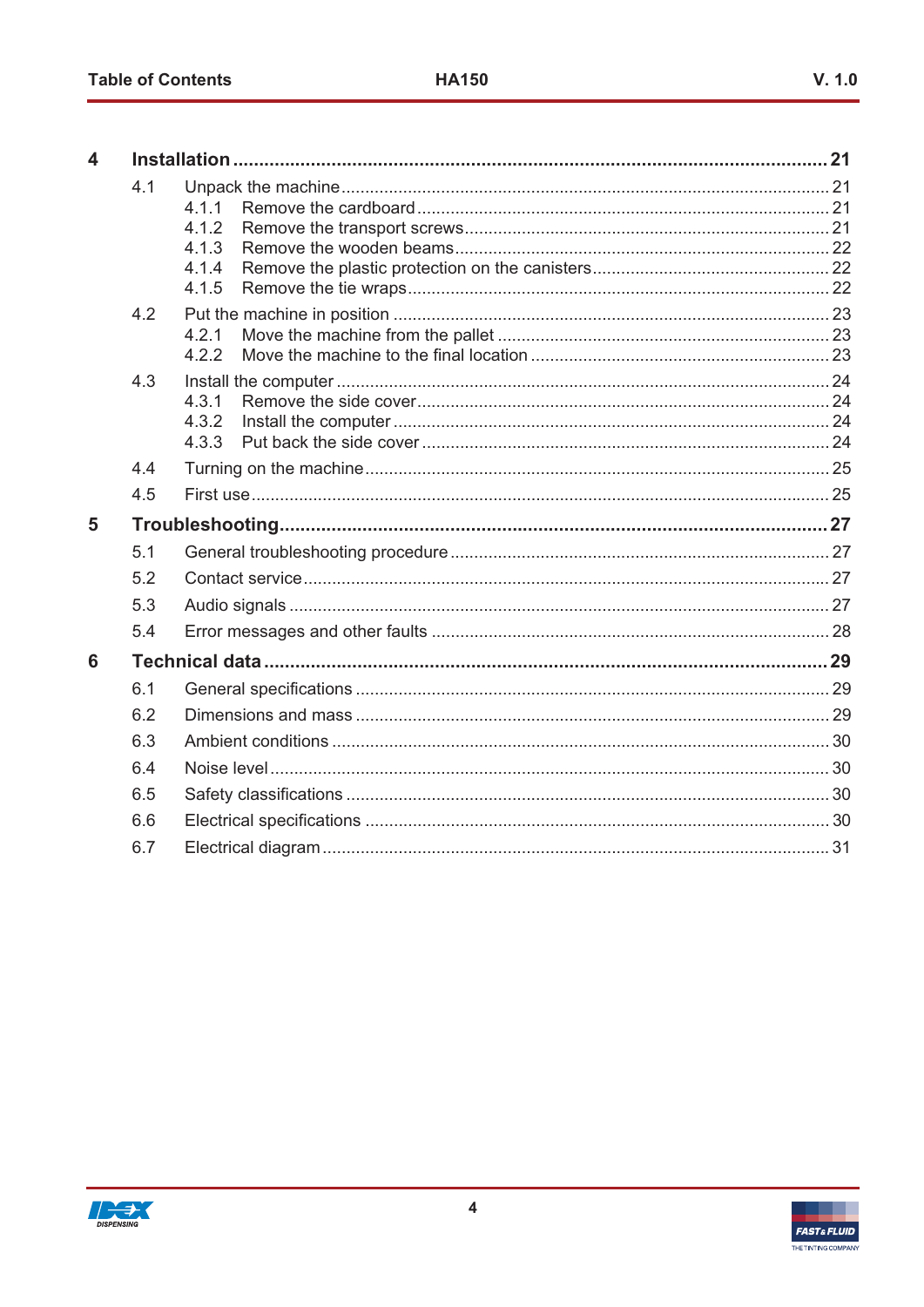| | | | |
|---|---|---|---|
| **4** | **Installation** | | **21** |
| | 4.1 | Unpack the machine | 21 |
| | | 4.1.1 Remove the cardboard | 21 |
| | | 4.1.2 Remove the transport screws | 21 |
| | | 4.1.3 Remove the wooden beams | 22 |
| | | 4.1.4 Remove the plastic protection on the canisters | 22 |
| | | 4.1.5 Remove the tie wraps | 22 |
| | 4.2 | Put the machine in position | 23 |
| | | 4.2.1 Move the machine from the pallet | 23 |
| | | 4.2.2 Move the machine to the final location | 23 |
| | 4.3 | Install the computer | 24 |
| | | 4.3.1 Remove the side cover | 24 |
| | | 4.3.2 Install the computer | 24 |
| | | 4.3.3 Put back the side cover | 24 |
| | 4.4 | Turning on the machine | 25 |
| | 4.5 | First use | 25 |
| **5** | **Troubleshooting** | | **27** |
| | 5.1 | General troubleshooting procedure | 27 |
| | 5.2 | Contact service | 27 |
| | 5.3 | Audio signals | 27 |
| | 5.4 | Error messages and other faults | 28 |
| **6** | **Technical data** | | **29** |
| | 6.1 | General specifications | 29 |
| | 6.2 | Dimensions and mass | 29 |
| | 6.3 | Ambient conditions | 30 |
| | 6.4 | Noise level | 30 |
| | 6.5 | Safety classifications | 30 |
| | 6.6 | Electrical specifications | 30 |
| | 6.7 | Electrical diagram | 31 |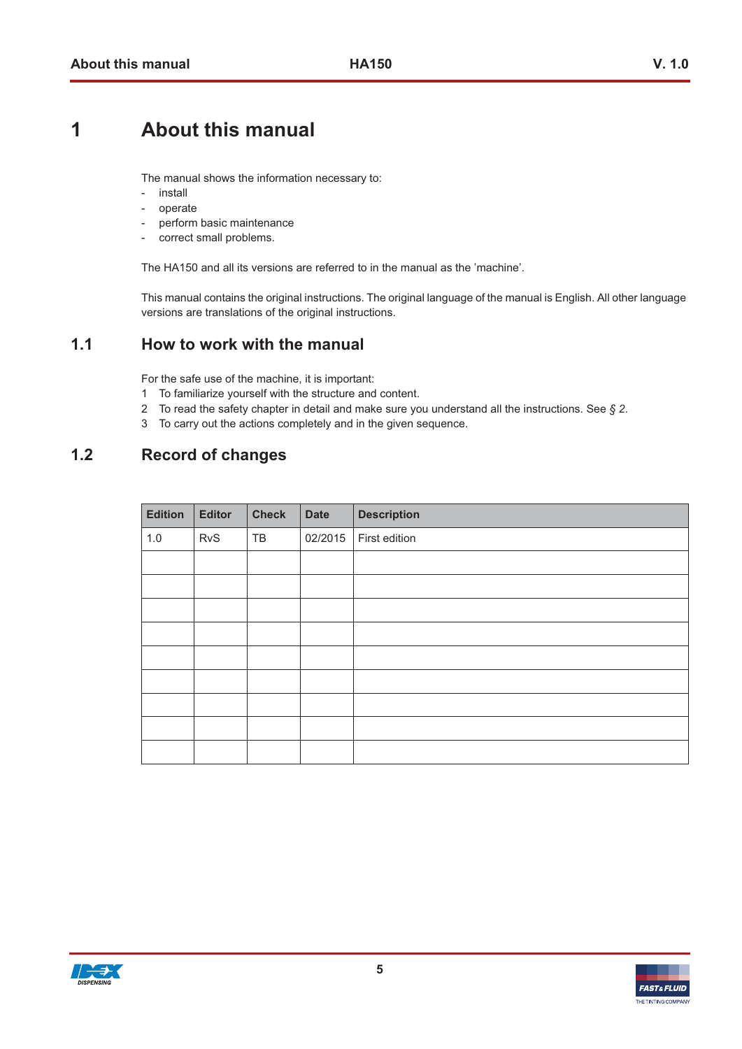# 1 About this manual

The manual shows the information necessary to:

- install
- operate
- perform basic maintenance
- correct small problems.

The HA150 and all its versions are referred to in the manual as the 'machine'.

This manual contains the original instructions. The original language of the manual is English. All other language versions are translations of the original instructions.

## 1.1 How to work with the manual

For the safe use of the machine, it is important:

1. To familiarize yourself with the structure and content.
2. To read the safety chapter in detail and make sure you understand all the instructions. See *§ 2*.
3. To carry out the actions completely and in the given sequence.

## 1.2 Record of changes

| Edition | Editor | Check | Date | Description |
|---|---|---|---|---|
| 1.0 | RvS | TB | 02/2015 | First edition |
| | | | | |
| | | | | |
| | | | | |
| | | | | |
| | | | | |
| | | | | |
| | | | | |
| | | | | |
| | | | | |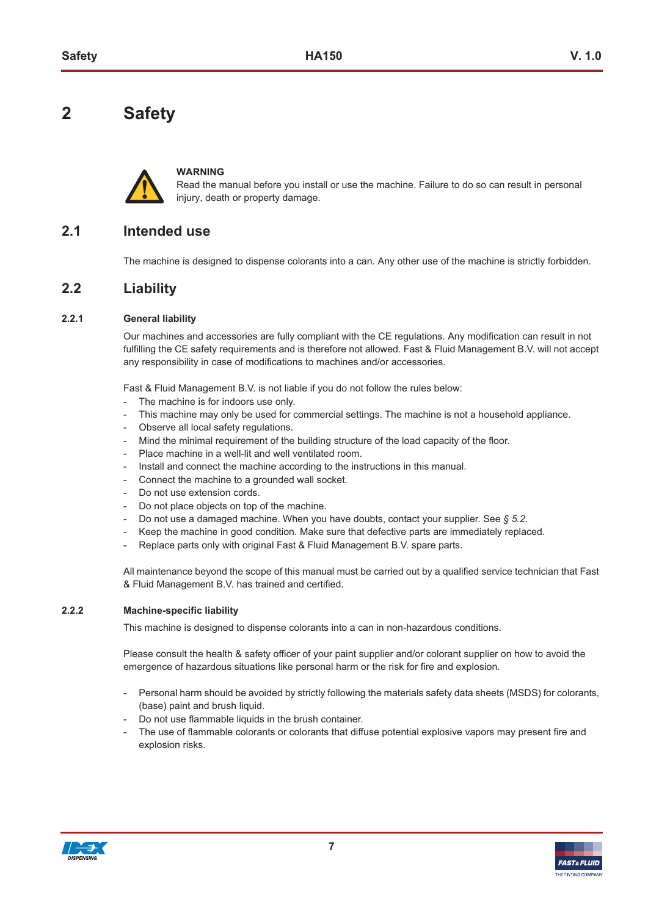# 2 Safety

**WARNING**
Read the manual before you install or use the machine. Failure to do so can result in personal injury, death or property damage.

## 2.1 Intended use

The machine is designed to dispense colorants into a can. Any other use of the machine is strictly forbidden.

## 2.2 Liability

### 2.2.1 General liability

Our machines and accessories are fully compliant with the CE regulations. Any modification can result in not fulfilling the CE safety requirements and is therefore not allowed. Fast & Fluid Management B.V. will not accept any responsibility in case of modifications to machines and/or accessories.

Fast & Fluid Management B.V. is not liable if you do not follow the rules below:

- The machine is for indoors use only.
- This machine may only be used for commercial settings. The machine is not a household appliance.
- Observe all local safety regulations.
- Mind the minimal requirement of the building structure of the load capacity of the floor.
- Place machine in a well-lit and well ventilated room.
- Install and connect the machine according to the instructions in this manual.
- Connect the machine to a grounded wall socket.
- Do not use extension cords.
- Do not place objects on top of the machine.
- Do not use a damaged machine. When you have doubts, contact your supplier. See *§ 5.2*.
- Keep the machine in good condition. Make sure that defective parts are immediately replaced.
- Replace parts only with original Fast & Fluid Management B.V. spare parts.

All maintenance beyond the scope of this manual must be carried out by a qualified service technician that Fast & Fluid Management B.V. has trained and certified.

### 2.2.2 Machine-specific liability

This machine is designed to dispense colorants into a can in non-hazardous conditions.

Please consult the health & safety officer of your paint supplier and/or colorant supplier on how to avoid the emergence of hazardous situations like personal harm or the risk for fire and explosion.

- Personal harm should be avoided by strictly following the materials safety data sheets (MSDS) for colorants, (base) paint and brush liquid.
- Do not use flammable liquids in the brush container.
- The use of flammable colorants or colorants that diffuse potential explosive vapors may present fire and explosion risks.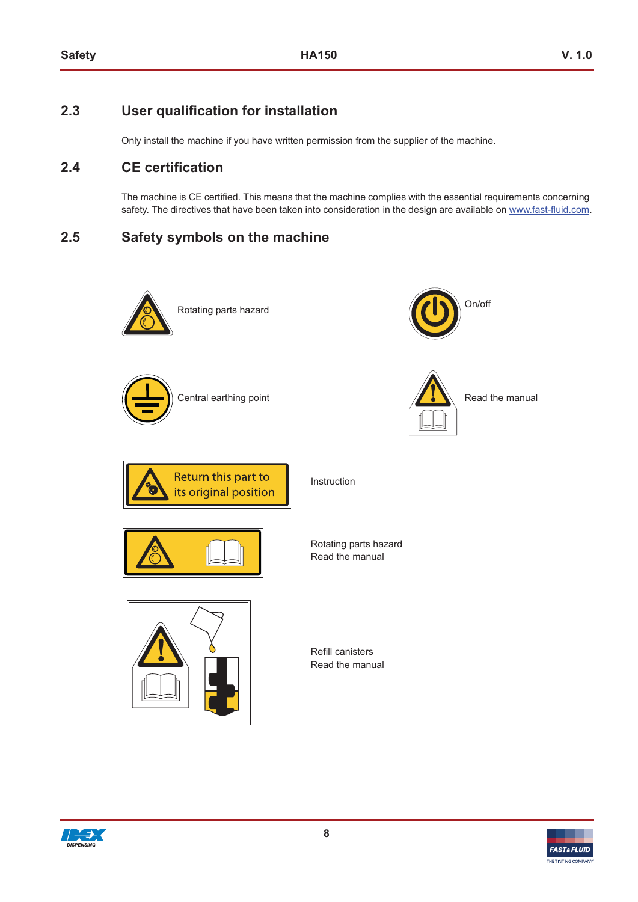## 2.3 User qualification for installation

Only install the machine if you have written permission from the supplier of the machine.

## 2.4 CE certification

The machine is CE certified. This means that the machine complies with the essential requirements concerning safety. The directives that have been taken into consideration in the design are available on www.fast-fluid.com.

## 2.5 Safety symbols on the machine

Rotating parts hazard

On/off

Central earthing point

Read the manual

Return this part to its original position

Instruction

Rotating parts hazard
Read the manual

Refill canisters
Read the manual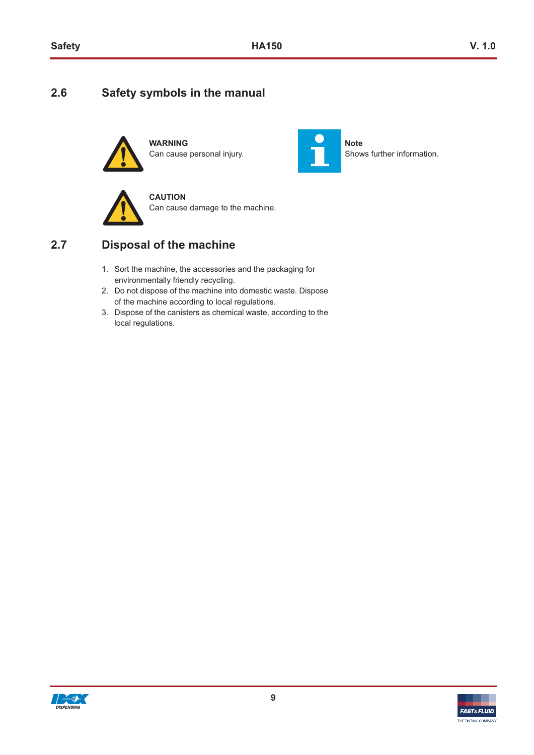## 2.6 Safety symbols in the manual

**WARNING**
Can cause personal injury.

**Note**
Shows further information.

**CAUTION**
Can cause damage to the machine.

## 2.7 Disposal of the machine

1. Sort the machine, the accessories and the packaging for environmentally friendly recycling.
2. Do not dispose of the machine into domestic waste. Dispose of the machine according to local regulations.
3. Dispose of the canisters as chemical waste, according to the local regulations.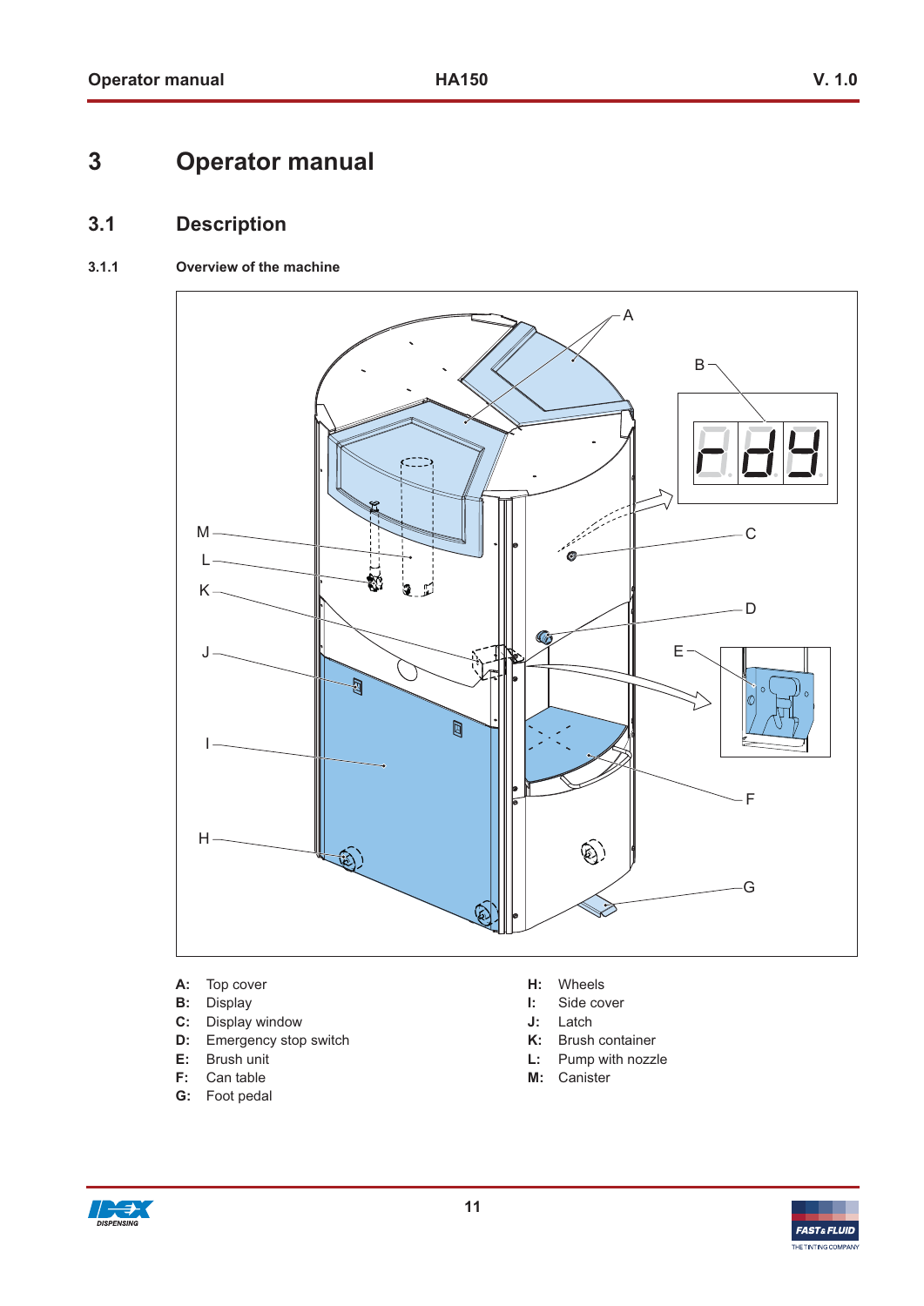# 3 Operator manual

## 3.1 Description

### 3.1.1 Overview of the machine

**A:** Top cover
**B:** Display
**C:** Display window
**D:** Emergency stop switch
**E:** Brush unit
**F:** Can table
**G:** Foot pedal
**H:** Wheels
**I:** Side cover
**J:** Latch
**K:** Brush container
**L:** Pump with nozzle
**M:** Canister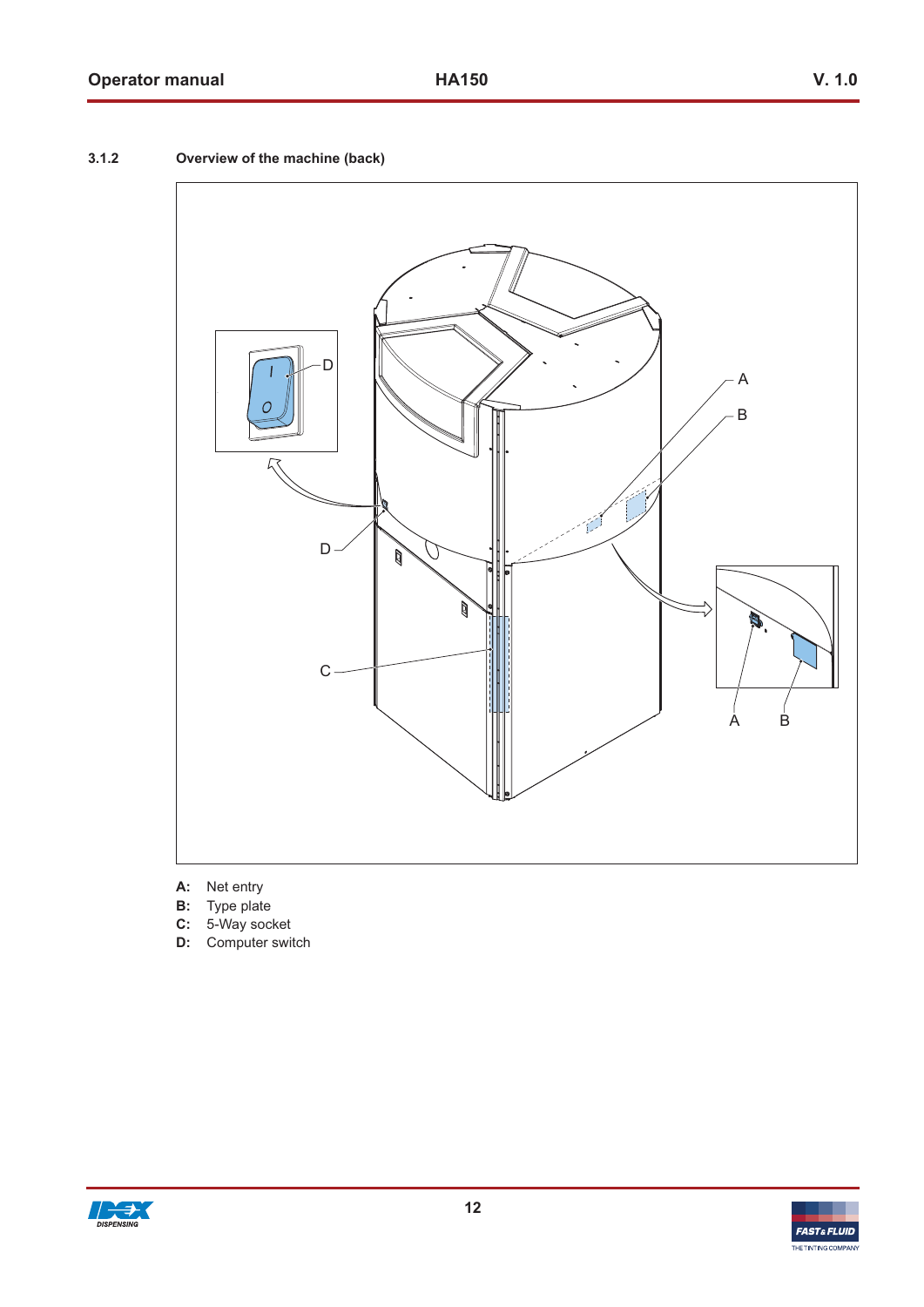### 3.1.2 Overview of the machine (back)

**A:** Net entry
**B:** Type plate
**C:** 5-Way socket
**D:** Computer switch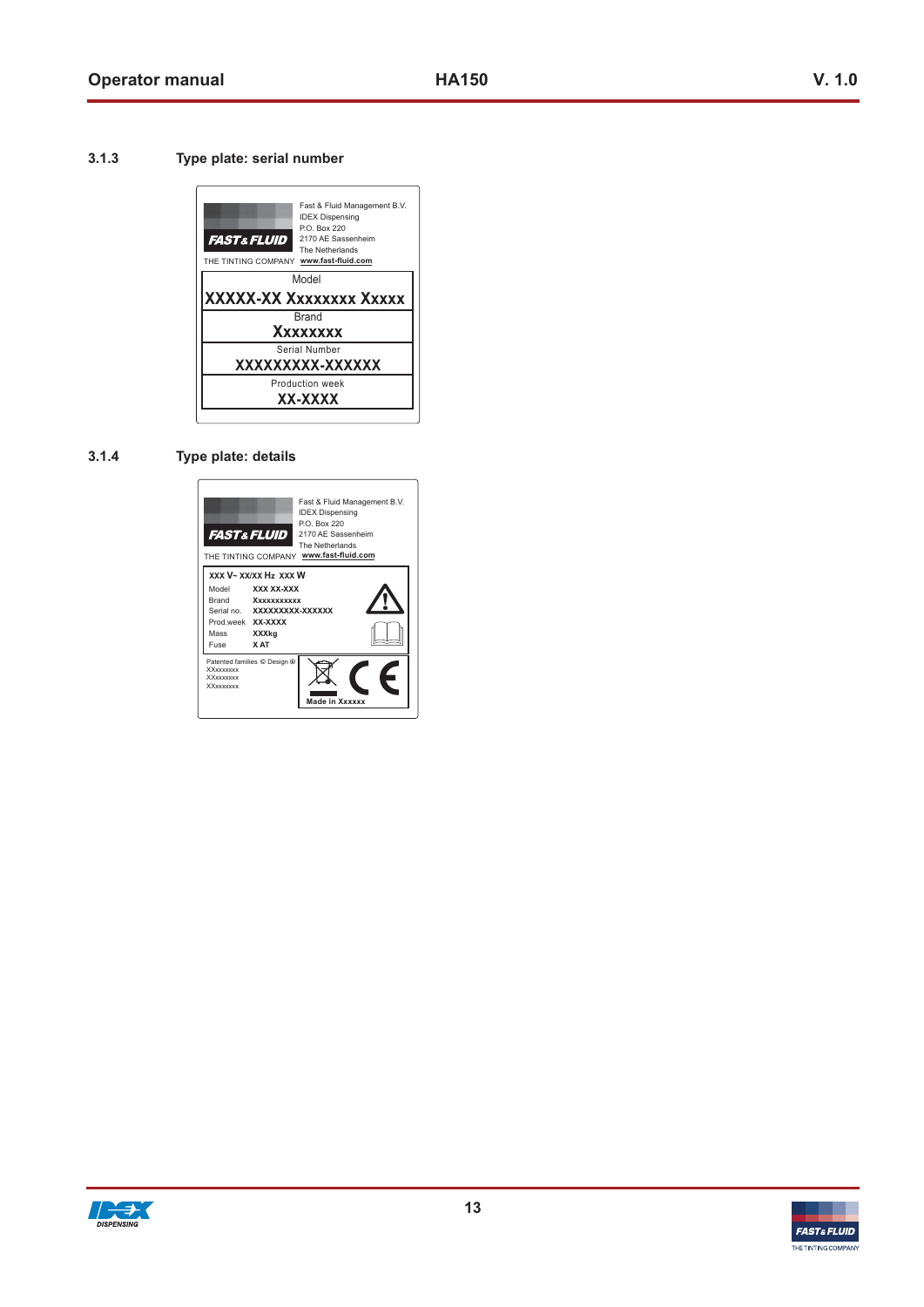### 3.1.3 Type plate: serial number

Fast & Fluid Management B.V.
IDEX Dispensing
P.O. Box 220
2170 AE Sassenheim
The Netherlands
www.fast-fluid.com

FAST & FLUID
THE TINTING COMPANY

| Model |
|---|
| XXXXX-XX Xxxxxxxx Xxxxx |
| Brand |
| Xxxxxxxx |
| Serial Number |
| XXXXXXXXX-XXXXXX |
| Production week |
| XX-XXXX |

### 3.1.4 Type plate: details

Fast & Fluid Management B.V.
IDEX Dispensing
P.O. Box 220
2170 AE Sassenheim
The Netherlands
www.fast-fluid.com

FAST & FLUID
THE TINTING COMPANY

XXX V~ XX/XX Hz XXX W

| | |
|---|---|
| Model | XXX XX-XXX |
| Brand | Xxxxxxxxxxx |
| Serial no. | XXXXXXXXX-XXXXXX |
| Prod.week | XX-XXXX |
| Mass | XXXkg |
| Fuse | X AT |

Patented families © Design ®
XXxxxxxxx
XXxxxxxxx
XXxxxxxxx

CE

Made in Xxxxxx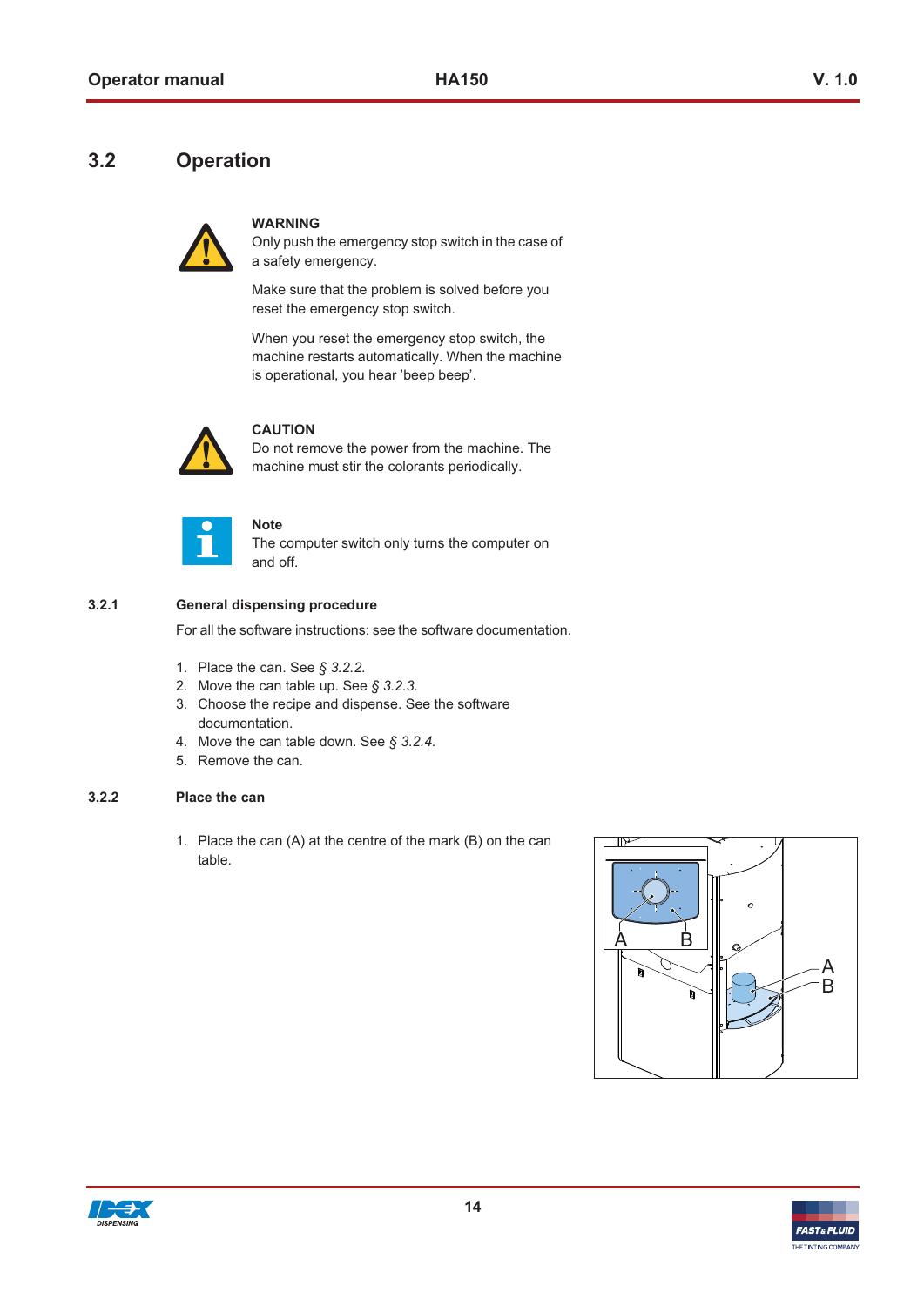## 3.2 Operation

**WARNING**
Only push the emergency stop switch in the case of a safety emergency.

Make sure that the problem is solved before you reset the emergency stop switch.

When you reset the emergency stop switch, the machine restarts automatically. When the machine is operational, you hear 'beep beep'.

**CAUTION**
Do not remove the power from the machine. The machine must stir the colorants periodically.

**Note**
The computer switch only turns the computer on and off.

### 3.2.1 General dispensing procedure

For all the software instructions: see the software documentation.

1. Place the can. See *§ 3.2.2.*
2. Move the can table up. See *§ 3.2.3.*
3. Choose the recipe and dispense. See the software documentation.
4. Move the can table down. See *§ 3.2.4.*
5. Remove the can.

### 3.2.2 Place the can

1. Place the can (A) at the centre of the mark (B) on the can table.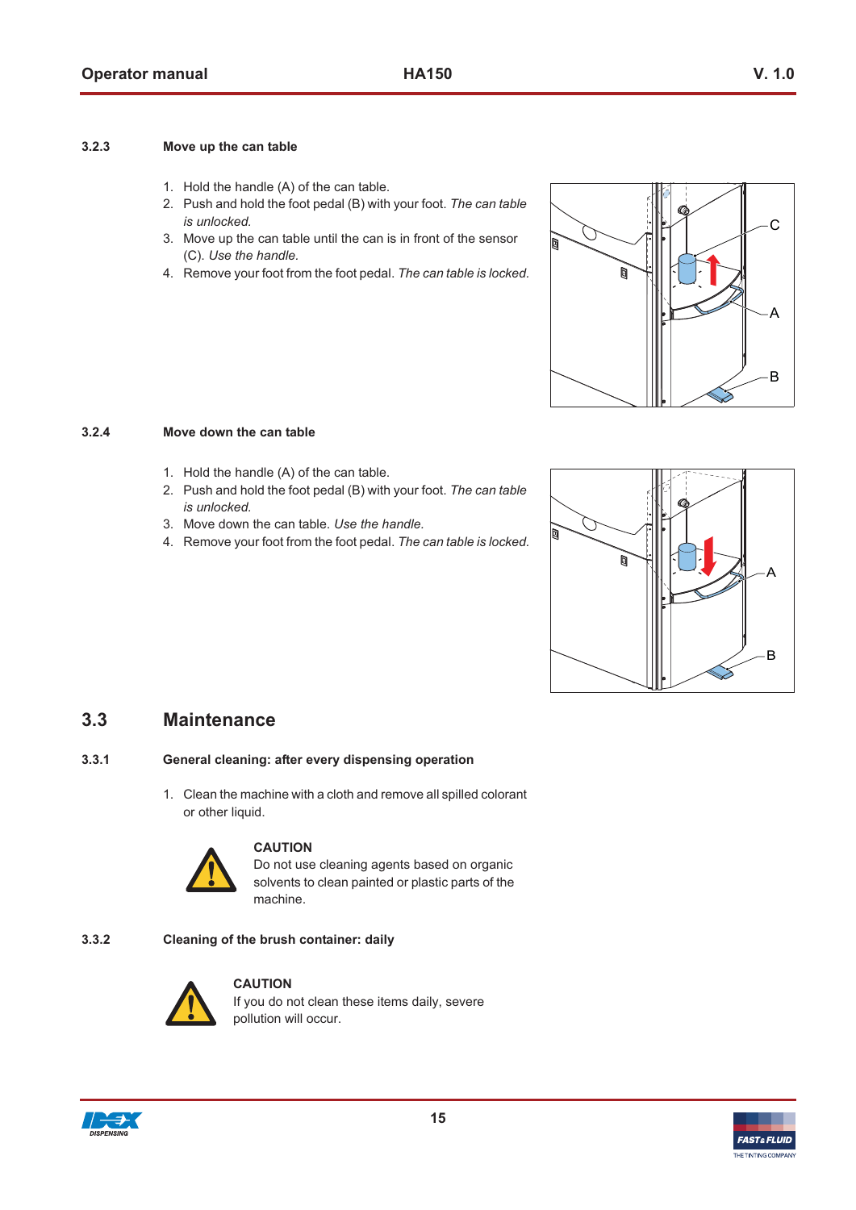### 3.2.3 Move up the can table

1. Hold the handle (A) of the can table.
2. Push and hold the foot pedal (B) with your foot. *The can table is unlocked.*
3. Move up the can table until the can is in front of the sensor (C). *Use the handle.*
4. Remove your foot from the foot pedal. *The can table is locked.*

### 3.2.4 Move down the can table

1. Hold the handle (A) of the can table.
2. Push and hold the foot pedal (B) with your foot. *The can table is unlocked.*
3. Move down the can table. *Use the handle.*
4. Remove your foot from the foot pedal. *The can table is locked.*

## 3.3 Maintenance

### 3.3.1 General cleaning: after every dispensing operation

1. Clean the machine with a cloth and remove all spilled colorant or other liquid.

**CAUTION**
Do not use cleaning agents based on organic solvents to clean painted or plastic parts of the machine.

### 3.3.2 Cleaning of the brush container: daily

**CAUTION**
If you do not clean these items daily, severe pollution will occur.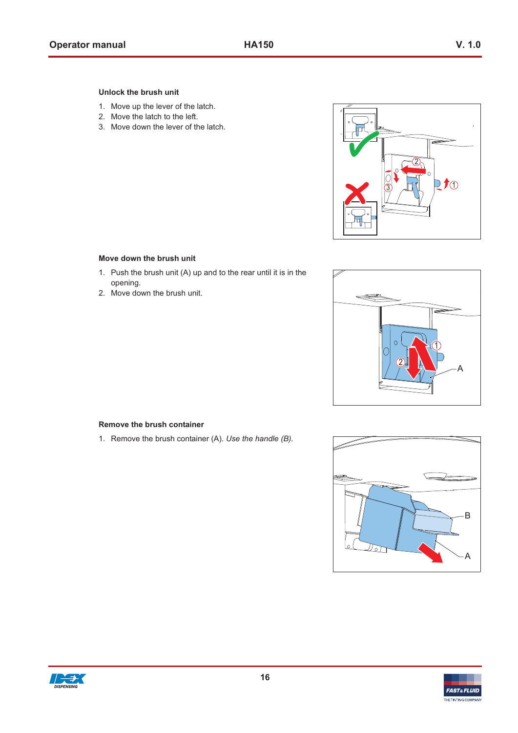### Unlock the brush unit

1. Move up the lever of the latch.
2. Move the latch to the left.
3. Move down the lever of the latch.

### Move down the brush unit

1. Push the brush unit (A) up and to the rear until it is in the opening.
2. Move down the brush unit.

### Remove the brush container

1. Remove the brush container (A). *Use the handle (B).*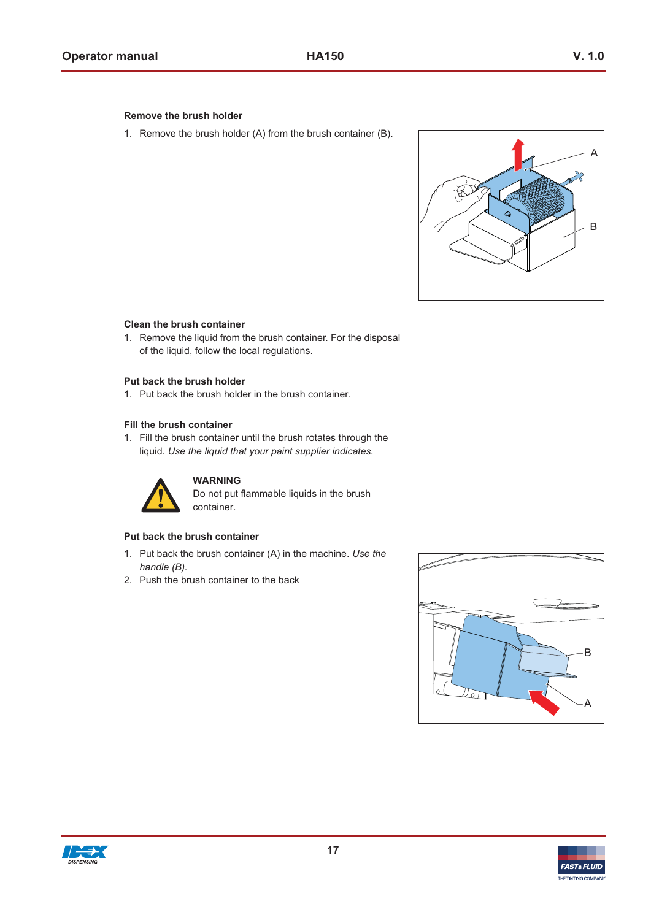#### Remove the brush holder

1. Remove the brush holder (A) from the brush container (B).

#### Clean the brush container

1. Remove the liquid from the brush container. For the disposal of the liquid, follow the local regulations.

#### Put back the brush holder

1. Put back the brush holder in the brush container.

#### Fill the brush container

1. Fill the brush container until the brush rotates through the liquid. *Use the liquid that your paint supplier indicates.*

**WARNING**
Do not put flammable liquids in the brush container.

#### Put back the brush container

1. Put back the brush container (A) in the machine. *Use the handle (B).*
2. Push the brush container to the back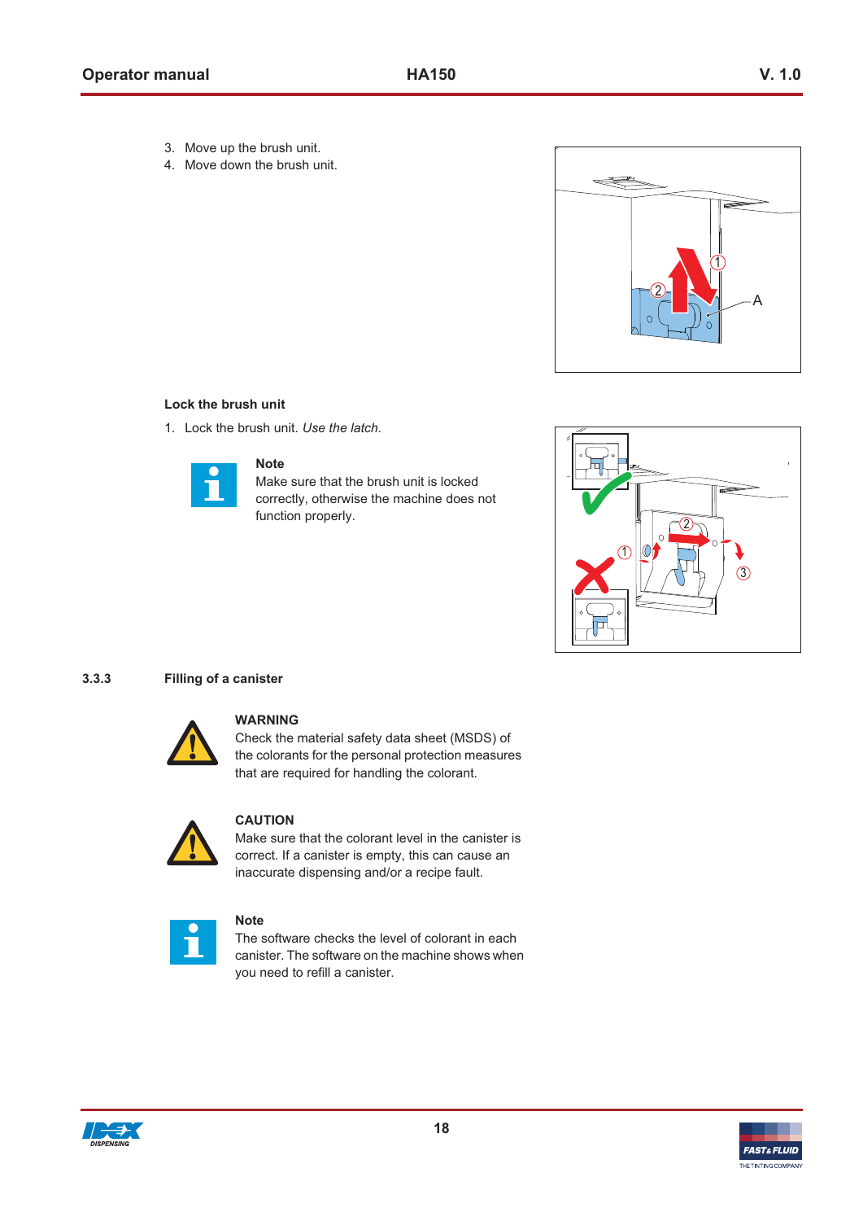3. Move up the brush unit.
4. Move down the brush unit.

#### Lock the brush unit

1. Lock the brush unit. *Use the latch.*

**Note**
Make sure that the brush unit is locked correctly, otherwise the machine does not function properly.

### 3.3.3 Filling of a canister

**WARNING**
Check the material safety data sheet (MSDS) of the colorants for the personal protection measures that are required for handling the colorant.

**CAUTION**
Make sure that the colorant level in the canister is correct. If a canister is empty, this can cause an inaccurate dispensing and/or a recipe fault.

**Note**
The software checks the level of colorant in each canister. The software on the machine shows when you need to refill a canister.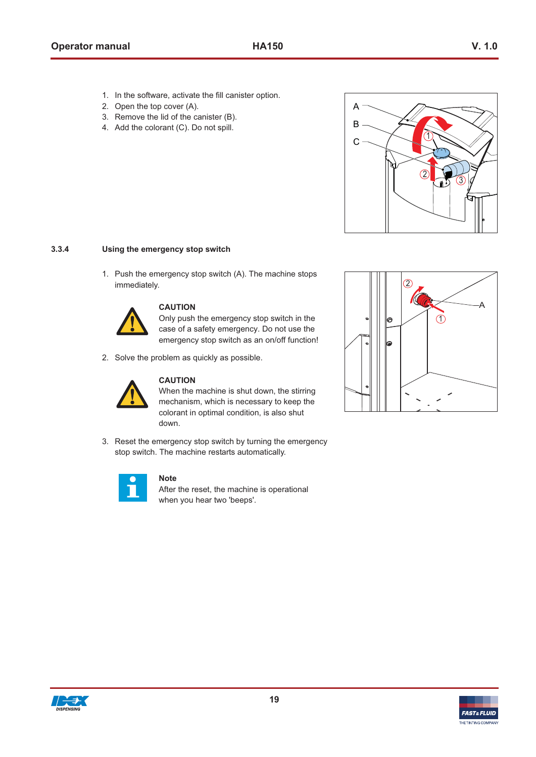1. In the software, activate the fill canister option.
2. Open the top cover (A).
3. Remove the lid of the canister (B).
4. Add the colorant (C). Do not spill.

### 3.3.4 Using the emergency stop switch

1. Push the emergency stop switch (A). The machine stops immediately.

**CAUTION**
Only push the emergency stop switch in the case of a safety emergency. Do not use the emergency stop switch as an on/off function!

2. Solve the problem as quickly as possible.

**CAUTION**
When the machine is shut down, the stirring mechanism, which is necessary to keep the colorant in optimal condition, is also shut down.

3. Reset the emergency stop switch by turning the emergency stop switch. The machine restarts automatically.

**Note**
After the reset, the machine is operational when you hear two 'beeps'.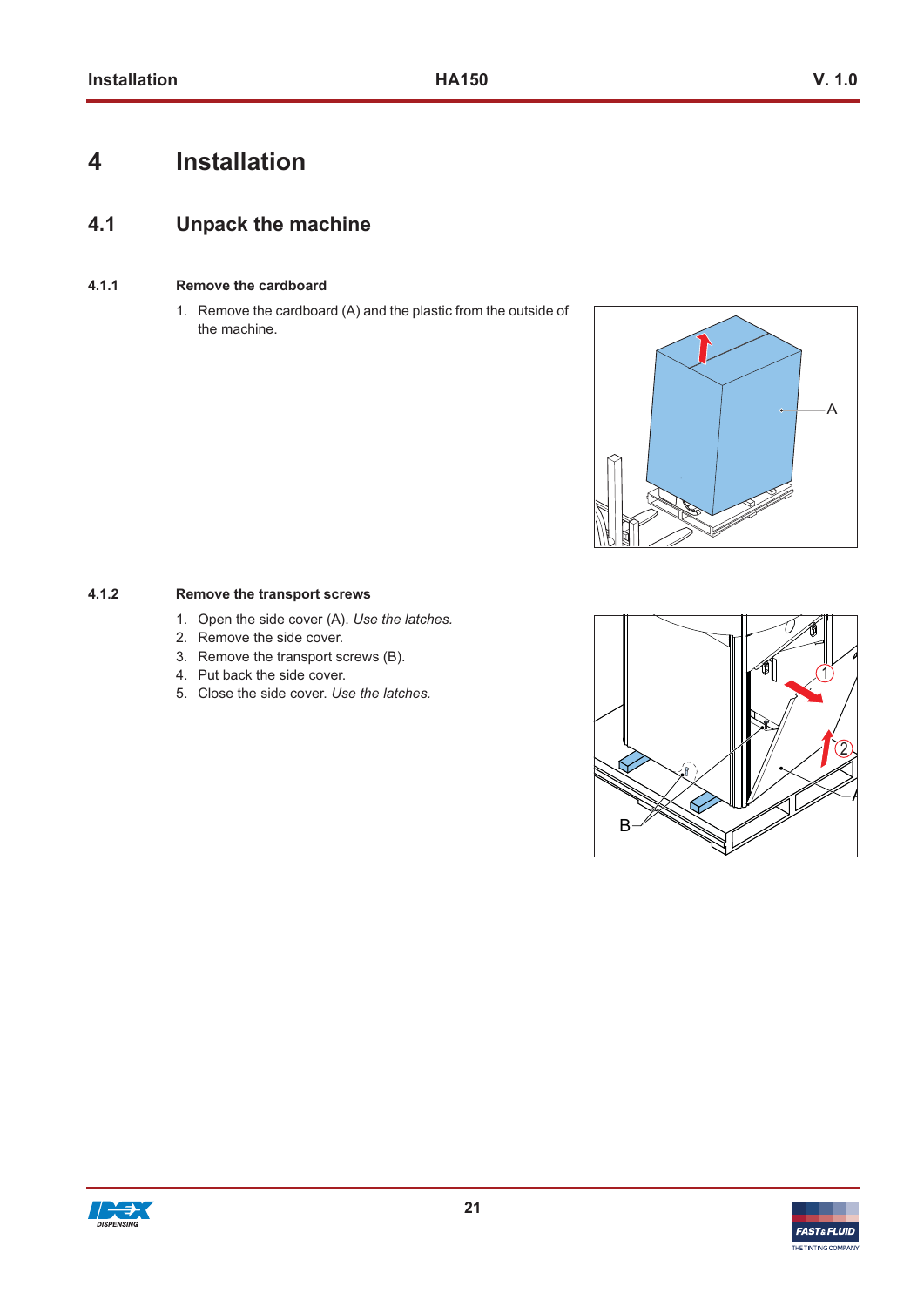# 4 Installation

## 4.1 Unpack the machine

### 4.1.1 Remove the cardboard

1. Remove the cardboard (A) and the plastic from the outside of the machine.

### 4.1.2 Remove the transport screws

1. Open the side cover (A). *Use the latches.*
2. Remove the side cover.
3. Remove the transport screws (B).
4. Put back the side cover.
5. Close the side cover. *Use the latches.*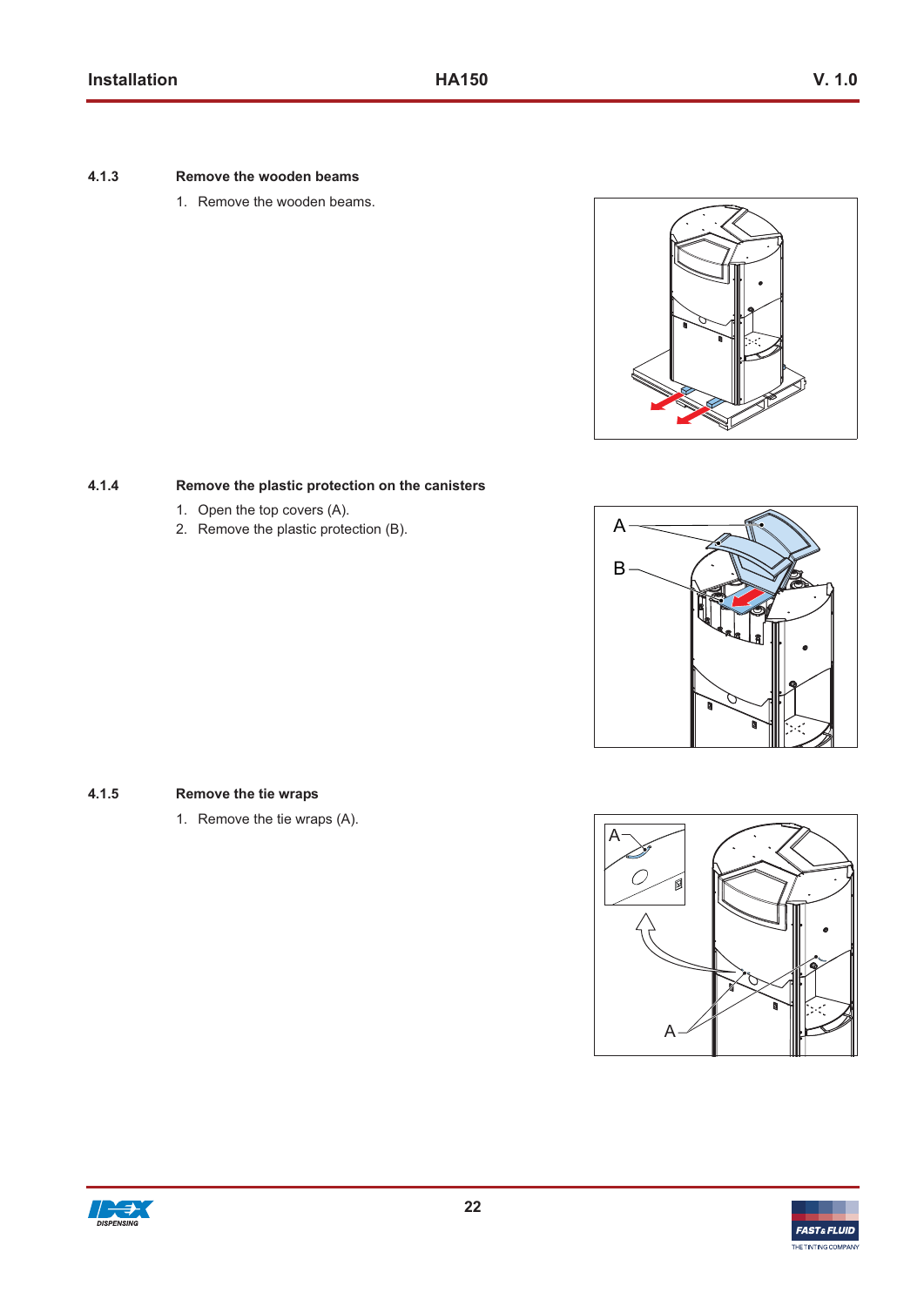### 4.1.3 Remove the wooden beams

1. Remove the wooden beams.

### 4.1.4 Remove the plastic protection on the canisters

1. Open the top covers (A).
2. Remove the plastic protection (B).

### 4.1.5 Remove the tie wraps

1. Remove the tie wraps (A).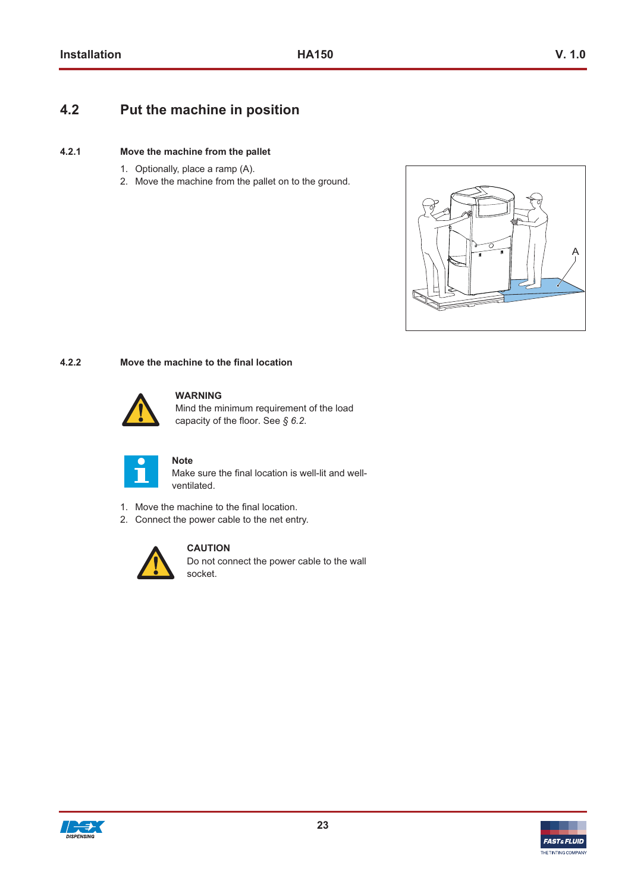## 4.2 Put the machine in position

### 4.2.1 Move the machine from the pallet

1. Optionally, place a ramp (A).
2. Move the machine from the pallet on to the ground.

### 4.2.2 Move the machine to the final location

**WARNING**
Mind the minimum requirement of the load capacity of the floor. See *§ 6.2.*

**Note**
Make sure the final location is well-lit and well-ventilated.

1. Move the machine to the final location.
2. Connect the power cable to the net entry.

**CAUTION**
Do not connect the power cable to the wall socket.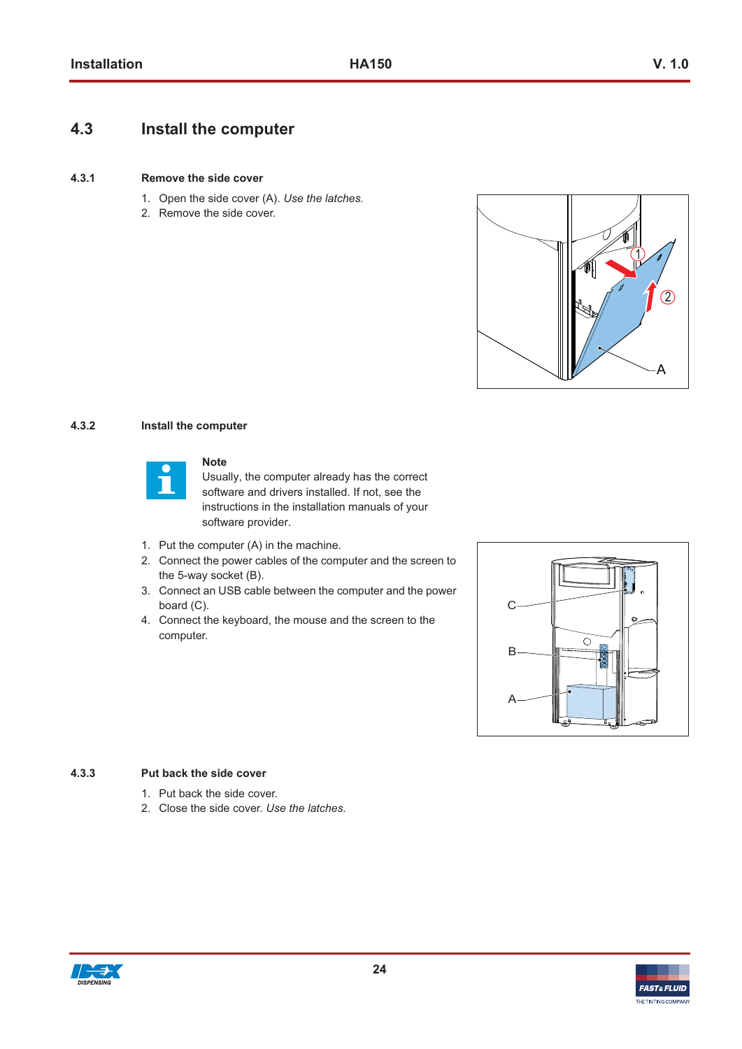## 4.3 Install the computer

### 4.3.1 Remove the side cover

1. Open the side cover (A). *Use the latches.*
2. Remove the side cover.

### 4.3.2 Install the computer

**Note**
Usually, the computer already has the correct software and drivers installed. If not, see the instructions in the installation manuals of your software provider.

1. Put the computer (A) in the machine.
2. Connect the power cables of the computer and the screen to the 5-way socket (B).
3. Connect an USB cable between the computer and the power board (C).
4. Connect the keyboard, the mouse and the screen to the computer.

### 4.3.3 Put back the side cover

1. Put back the side cover.
2. Close the side cover. *Use the latches.*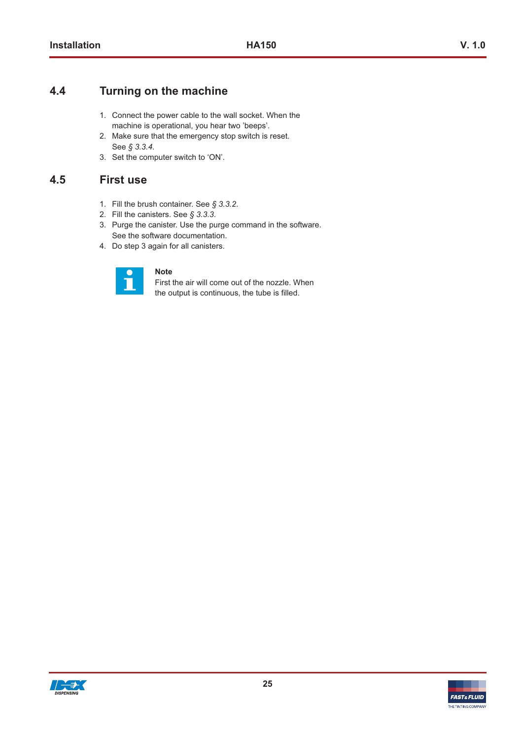## 4.4 Turning on the machine

1. Connect the power cable to the wall socket. When the machine is operational, you hear two 'beeps'.
2. Make sure that the emergency stop switch is reset. See *§ 3.3.4*.
3. Set the computer switch to 'ON'.

## 4.5 First use

1. Fill the brush container. See *§ 3.3.2*.
2. Fill the canisters. See *§ 3.3.3*.
3. Purge the canister. Use the purge command in the software. See the software documentation.
4. Do step 3 again for all canisters.

**Note**
First the air will come out of the nozzle. When the output is continuous, the tube is filled.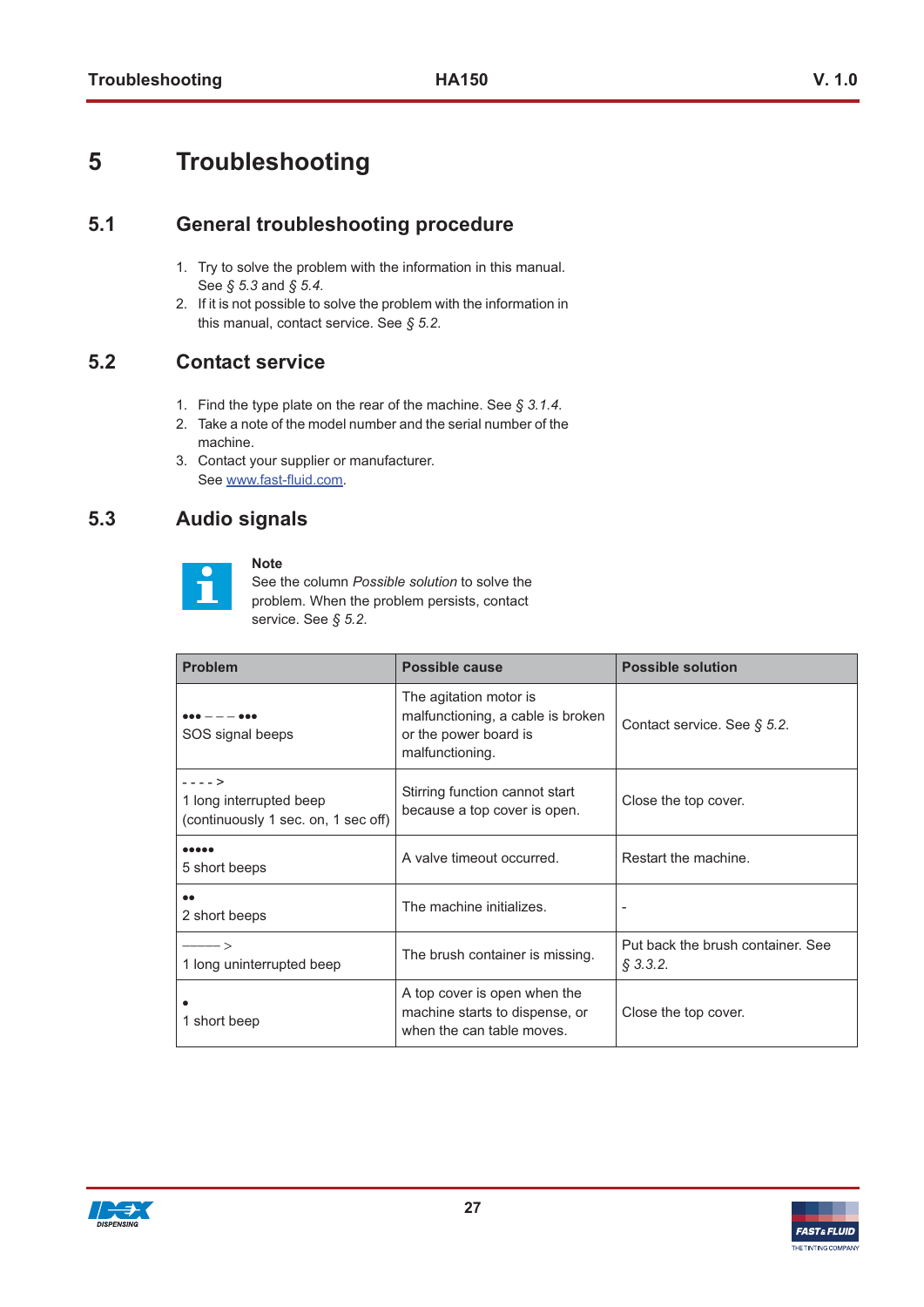# 5 Troubleshooting

## 5.1 General troubleshooting procedure

1. Try to solve the problem with the information in this manual. See *§ 5.3* and *§ 5.4*.
2. If it is not possible to solve the problem with the information in this manual, contact service. See *§ 5.2*.

## 5.2 Contact service

1. Find the type plate on the rear of the machine. See *§ 3.1.4*.
2. Take a note of the model number and the serial number of the machine.
3. Contact your supplier or manufacturer. See www.fast-fluid.com.

## 5.3 Audio signals

**Note**
See the column *Possible solution* to solve the problem. When the problem persists, contact service. See *§ 5.2*.

| Problem | Possible cause | Possible solution |
|---|---|---|
| ●●● – – – ●●● SOS signal beeps | The agitation motor is malfunctioning, a cable is broken or the power board is malfunctioning. | Contact service. See *§ 5.2*. |
| - - - - > 1 long interrupted beep (continuously 1 sec. on, 1 sec off) | Stirring function cannot start because a top cover is open. | Close the top cover. |
| ●●●●● 5 short beeps | A valve timeout occurred. | Restart the machine. |
| ●● 2 short beeps | The machine initializes. | - |
| ——— > 1 long uninterrupted beep | The brush container is missing. | Put back the brush container. See *§ 3.3.2*. |
| ● 1 short beep | A top cover is open when the machine starts to dispense, or when the can table moves. | Close the top cover. |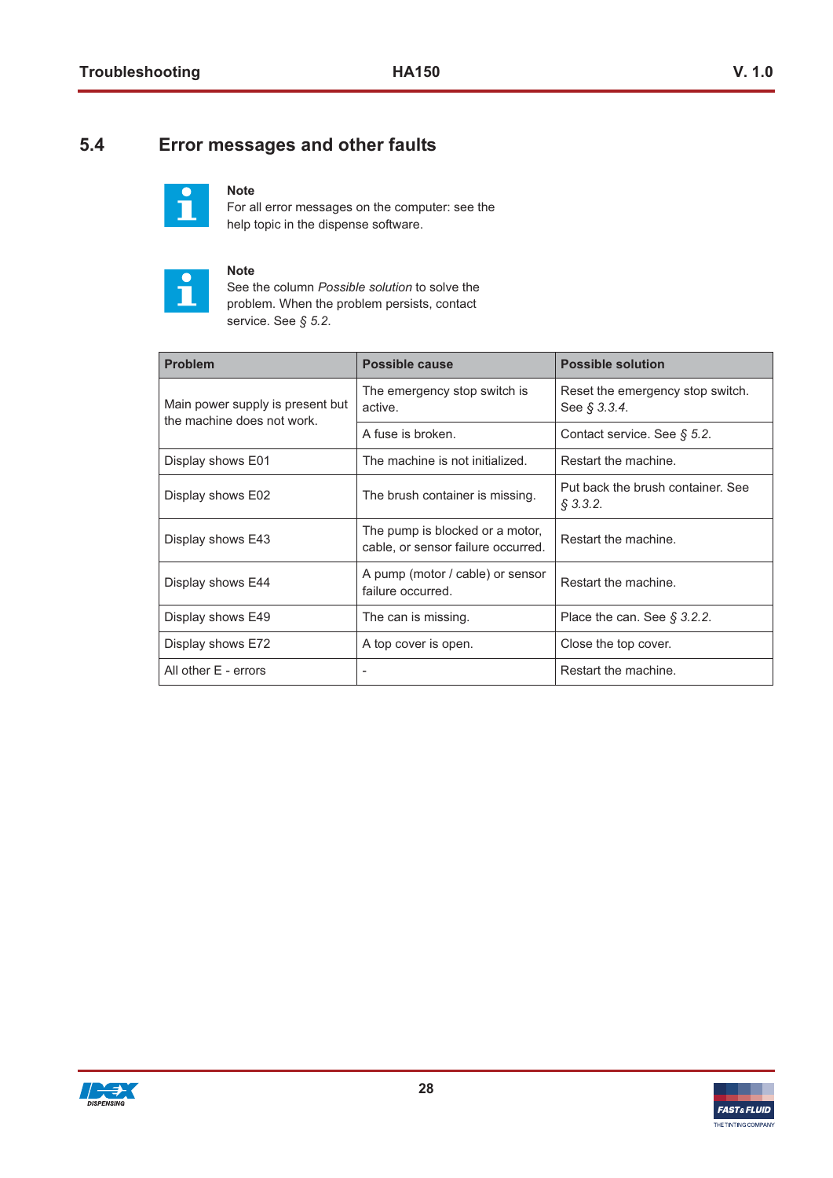## 5.4 Error messages and other faults

**Note**
For all error messages on the computer: see the help topic in the dispense software.

**Note**
See the column *Possible solution* to solve the problem. When the problem persists, contact service. See *§ 5.2*.

| Problem | Possible cause | Possible solution |
|---|---|---|
| Main power supply is present but the machine does not work. | The emergency stop switch is active. | Reset the emergency stop switch. See *§ 3.3.4*. |
| | A fuse is broken. | Contact service. See *§ 5.2*. |
| Display shows E01 | The machine is not initialized. | Restart the machine. |
| Display shows E02 | The brush container is missing. | Put back the brush container. See *§ 3.3.2*. |
| Display shows E43 | The pump is blocked or a motor, cable, or sensor failure occurred. | Restart the machine. |
| Display shows E44 | A pump (motor / cable) or sensor failure occurred. | Restart the machine. |
| Display shows E49 | The can is missing. | Place the can. See *§ 3.2.2*. |
| Display shows E72 | A top cover is open. | Close the top cover. |
| All other E - errors | - | Restart the machine. |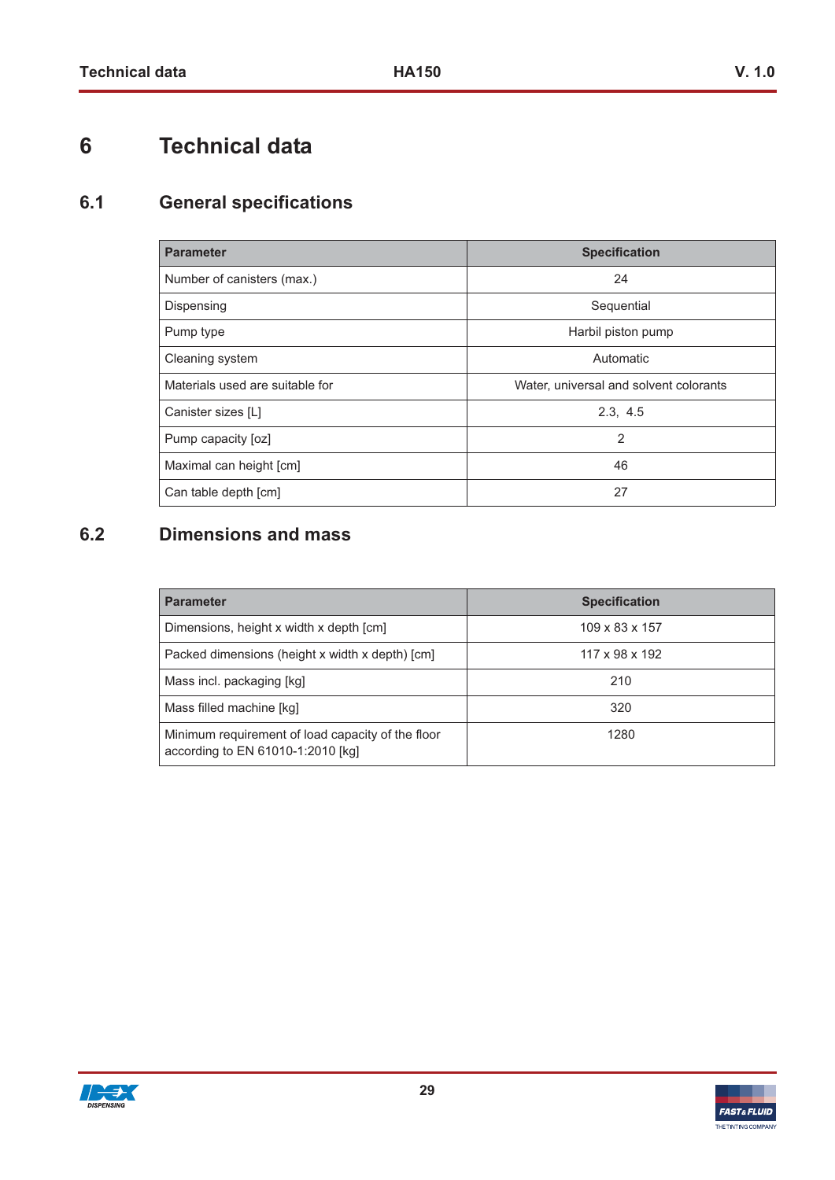# 6 Technical data

## 6.1 General specifications

| Parameter | Specification |
|---|---|
| Number of canisters (max.) | 24 |
| Dispensing | Sequential |
| Pump type | Harbil piston pump |
| Cleaning system | Automatic |
| Materials used are suitable for | Water, universal and solvent colorants |
| Canister sizes [L] | 2.3, 4.5 |
| Pump capacity [oz] | 2 |
| Maximal can height [cm] | 46 |
| Can table depth [cm] | 27 |

## 6.2 Dimensions and mass

| Parameter | Specification |
|---|---|
| Dimensions, height x width x depth [cm] | 109 x 83 x 157 |
| Packed dimensions (height x width x depth) [cm] | 117 x 98 x 192 |
| Mass incl. packaging [kg] | 210 |
| Mass filled machine [kg] | 320 |
| Minimum requirement of load capacity of the floor according to EN 61010-1:2010 [kg] | 1280 |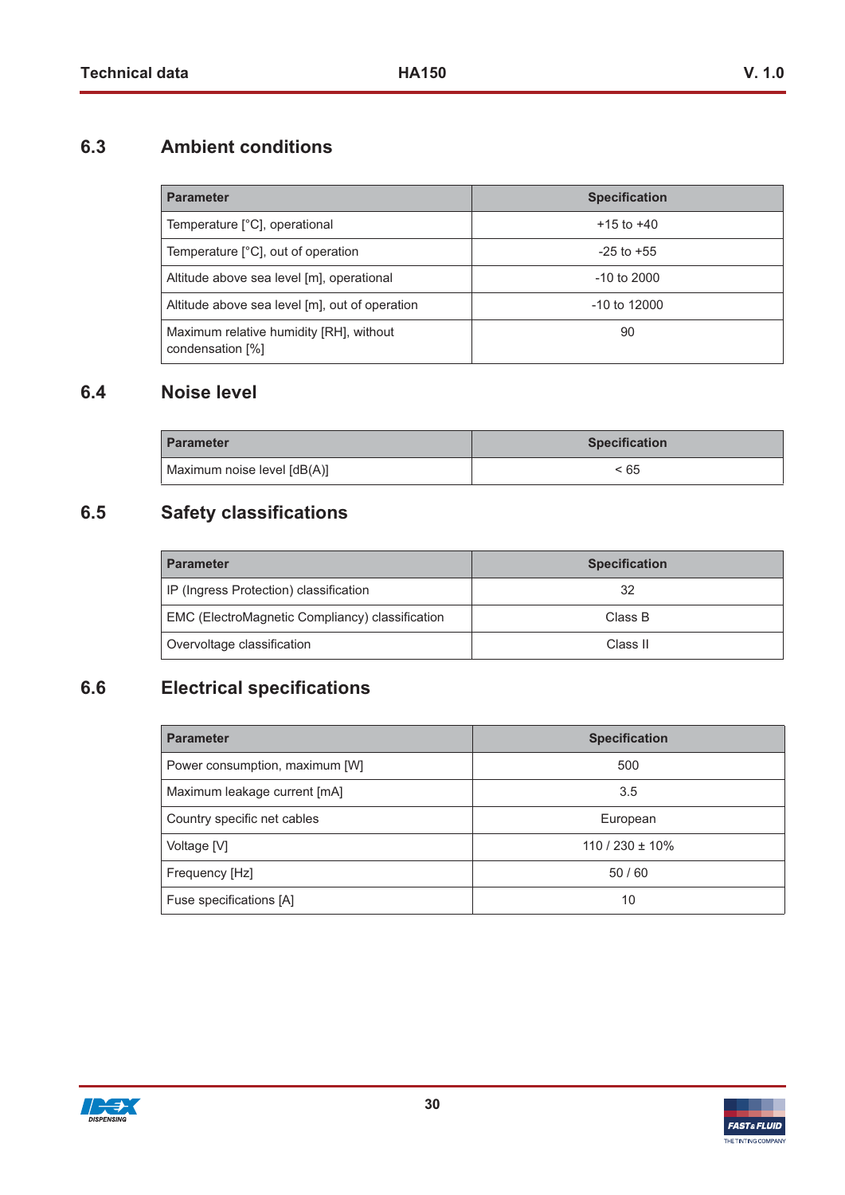## 6.3 Ambient conditions

| Parameter | Specification |
|---|---|
| Temperature [°C], operational | +15 to +40 |
| Temperature [°C], out of operation | -25 to +55 |
| Altitude above sea level [m], operational | -10 to 2000 |
| Altitude above sea level [m], out of operation | -10 to 12000 |
| Maximum relative humidity [RH], without condensation [%] | 90 |

## 6.4 Noise level

| Parameter | Specification |
|---|---|
| Maximum noise level [dB(A)] | < 65 |

## 6.5 Safety classifications

| Parameter | Specification |
|---|---|
| IP (Ingress Protection) classification | 32 |
| EMC (ElectroMagnetic Compliancy) classification | Class B |
| Overvoltage classification | Class II |

## 6.6 Electrical specifications

| Parameter | Specification |
|---|---|
| Power consumption, maximum [W] | 500 |
| Maximum leakage current [mA] | 3.5 |
| Country specific net cables | European |
| Voltage [V] | 110 / 230 ± 10% |
| Frequency [Hz] | 50 / 60 |
| Fuse specifications [A] | 10 |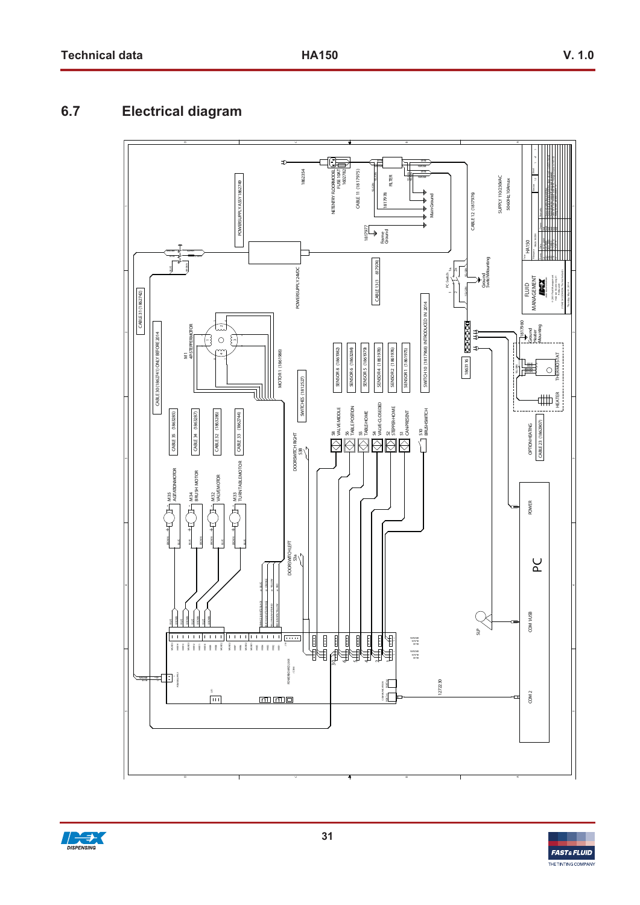## 6.7 Electrical diagram